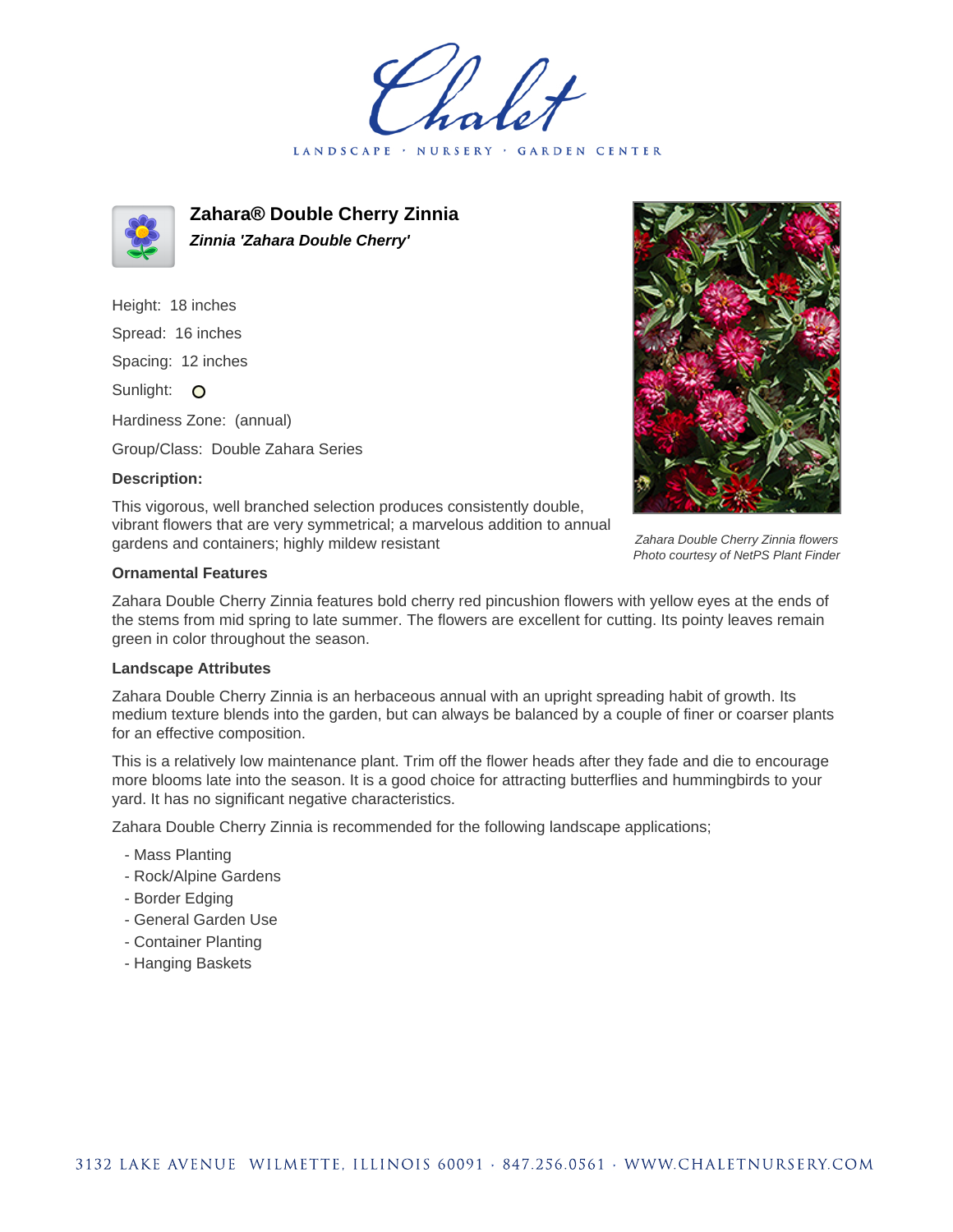# Zahara® Double Cherry Zinnia

***Zinnia 'Zahara Double Cherry'***

Height: 18 inches

Spread: 16 inches

Spacing: 12 inches

Sunlight: O

Hardiness Zone: (annual)

Group/Class: Double Zahara Series

**Description:**

This vigorous, well branched selection produces consistently double, vibrant flowers that are very symmetrical; a marvelous addition to annual gardens and containers; highly mildew resistant

*Zahara Double Cherry Zinnia flowers*
*Photo courtesy of NetPS Plant Finder*

**Ornamental Features**

Zahara Double Cherry Zinnia features bold cherry red pincushion flowers with yellow eyes at the ends of the stems from mid spring to late summer. The flowers are excellent for cutting. Its pointy leaves remain green in color throughout the season.

**Landscape Attributes**

Zahara Double Cherry Zinnia is an herbaceous annual with an upright spreading habit of growth. Its medium texture blends into the garden, but can always be balanced by a couple of finer or coarser plants for an effective composition.

This is a relatively low maintenance plant. Trim off the flower heads after they fade and die to encourage more blooms late into the season. It is a good choice for attracting butterflies and hummingbirds to your yard. It has no significant negative characteristics.

Zahara Double Cherry Zinnia is recommended for the following landscape applications;

- Mass Planting
- Rock/Alpine Gardens
- Border Edging
- General Garden Use
- Container Planting
- Hanging Baskets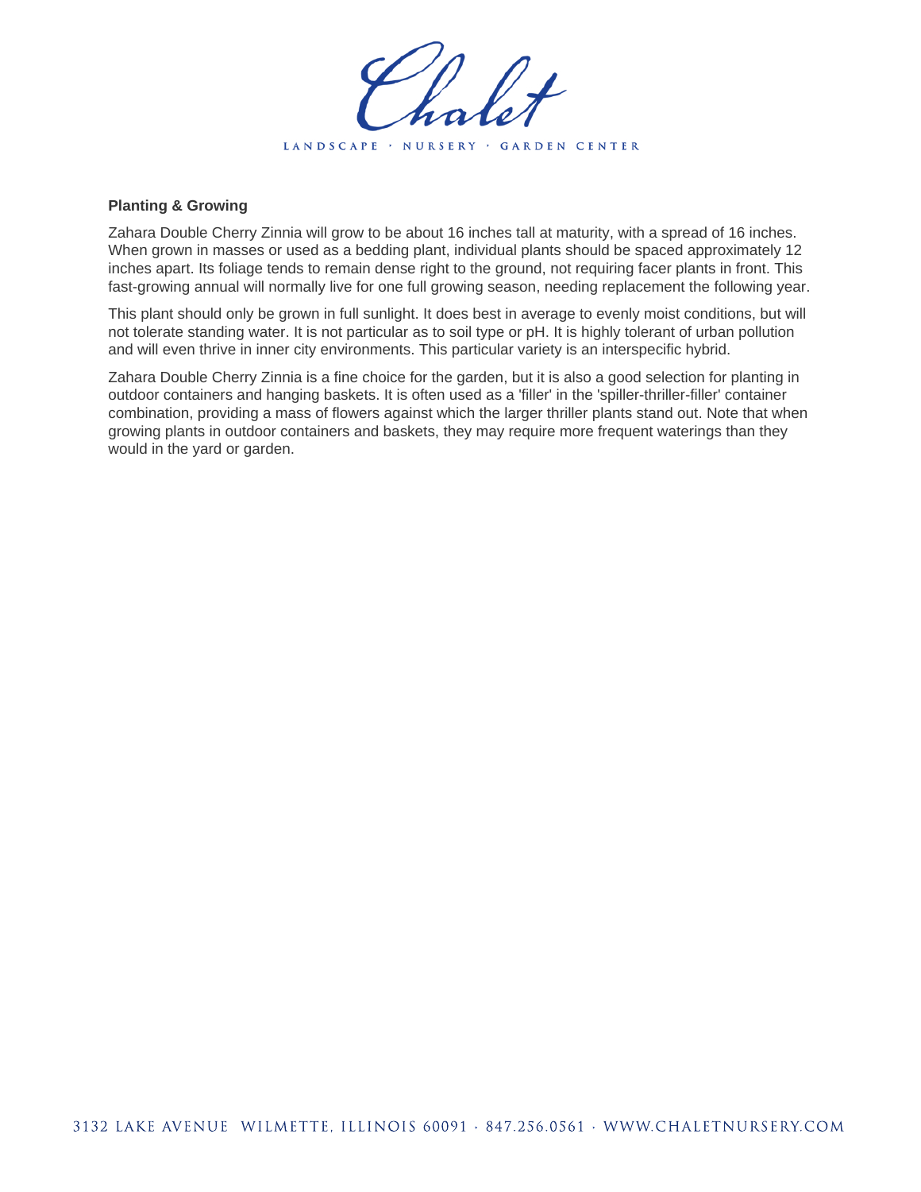### Planting & Growing

Zahara Double Cherry Zinnia will grow to be about 16 inches tall at maturity, with a spread of 16 inches. When grown in masses or used as a bedding plant, individual plants should be spaced approximately 12 inches apart. Its foliage tends to remain dense right to the ground, not requiring facer plants in front. This fast-growing annual will normally live for one full growing season, needing replacement the following year.

This plant should only be grown in full sunlight. It does best in average to evenly moist conditions, but will not tolerate standing water. It is not particular as to soil type or pH. It is highly tolerant of urban pollution and will even thrive in inner city environments. This particular variety is an interspecific hybrid.

Zahara Double Cherry Zinnia is a fine choice for the garden, but it is also a good selection for planting in outdoor containers and hanging baskets. It is often used as a 'filler' in the 'spiller-thriller-filler' container combination, providing a mass of flowers against which the larger thriller plants stand out. Note that when growing plants in outdoor containers and baskets, they may require more frequent waterings than they would in the yard or garden.